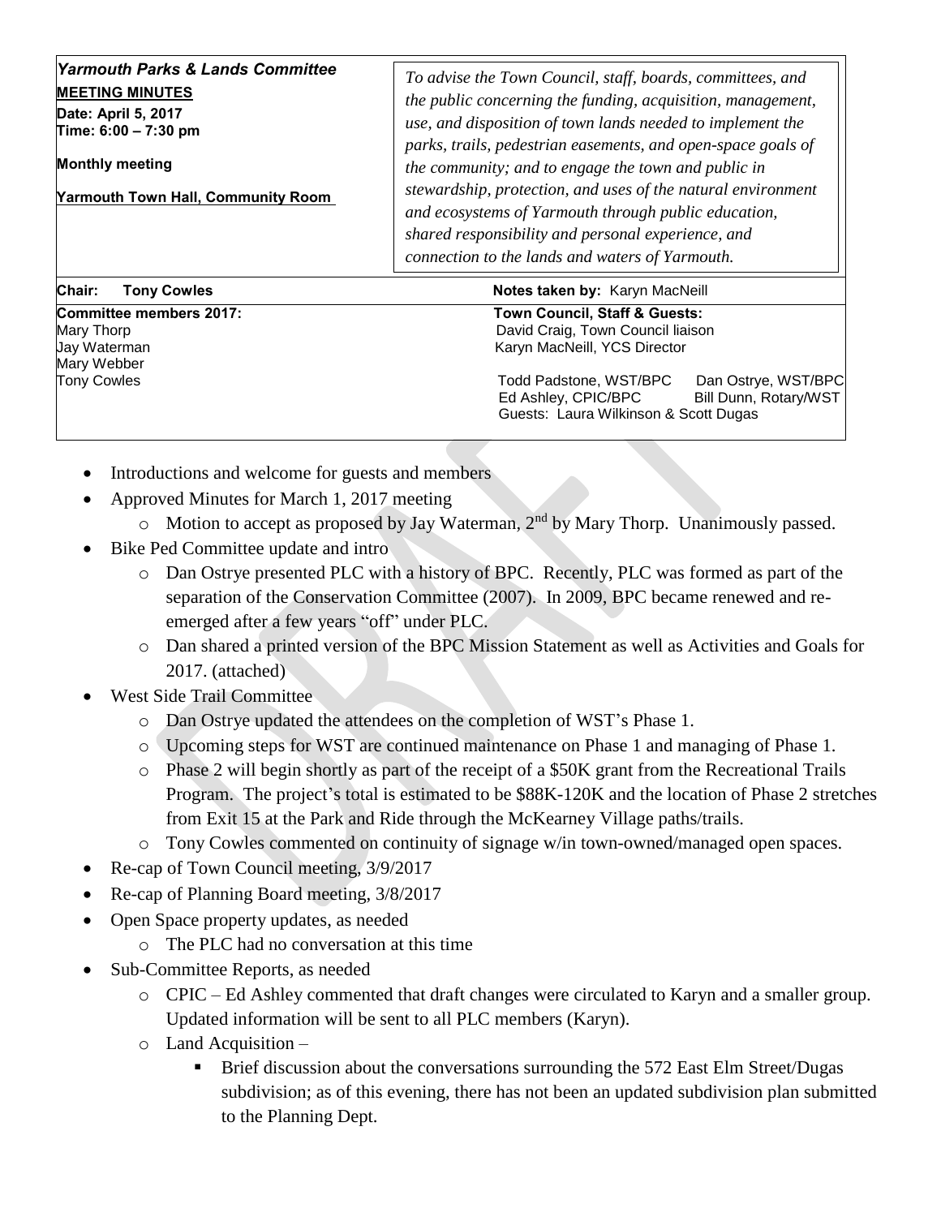***Yarmouth Parks & Lands Committee***

**MEETING MINUTES**

**Date: April 5, 2017**

**Time: 6:00 – 7:30 pm**

**Monthly meeting**

**Yarmouth Town Hall, Community Room**

*To advise the Town Council, staff, boards, committees, and the public concerning the funding, acquisition, management, use, and disposition of town lands needed to implement the parks, trails, pedestrian easements, and open-space goals of the community; and to engage the town and public in stewardship, protection, and uses of the natural environment and ecosystems of Yarmouth through public education, shared responsibility and personal experience, and connection to the lands and waters of Yarmouth.*

**Chair: Tony Cowles**

**Notes taken by:** Karyn MacNeill

**Committee members 2017:**
Mary Thorp
Jay Waterman
Mary Webber
Tony Cowles

**Town Council, Staff & Guests:**
David Craig, Town Council liaison
Karyn MacNeill, YCS Director

Todd Padstone, WST/BPC
Dan Ostrye, WST/BPC
Ed Ashley, CPIC/BPC
Bill Dunn, Rotary/WST
Guests: Laura Wilkinson & Scott Dugas

- Introductions and welcome for guests and members
- Approved Minutes for March 1, 2017 meeting
  - Motion to accept as proposed by Jay Waterman, 2nd by Mary Thorp. Unanimously passed.
- Bike Ped Committee update and intro
  - Dan Ostrye presented PLC with a history of BPC. Recently, PLC was formed as part of the separation of the Conservation Committee (2007). In 2009, BPC became renewed and re-emerged after a few years "off" under PLC.
  - Dan shared a printed version of the BPC Mission Statement as well as Activities and Goals for 2017. (attached)
- West Side Trail Committee
  - Dan Ostrye updated the attendees on the completion of WST's Phase 1.
  - Upcoming steps for WST are continued maintenance on Phase 1 and managing of Phase 1.
  - Phase 2 will begin shortly as part of the receipt of a $50K grant from the Recreational Trails Program. The project's total is estimated to be $88K-120K and the location of Phase 2 stretches from Exit 15 at the Park and Ride through the McKearney Village paths/trails.
  - Tony Cowles commented on continuity of signage w/in town-owned/managed open spaces.
- Re-cap of Town Council meeting, 3/9/2017
- Re-cap of Planning Board meeting, 3/8/2017
- Open Space property updates, as needed
  - The PLC had no conversation at this time
- Sub-Committee Reports, as needed
  - CPIC – Ed Ashley commented that draft changes were circulated to Karyn and a smaller group. Updated information will be sent to all PLC members (Karyn).
  - Land Acquisition –
    - Brief discussion about the conversations surrounding the 572 East Elm Street/Dugas subdivision; as of this evening, there has not been an updated subdivision plan submitted to the Planning Dept.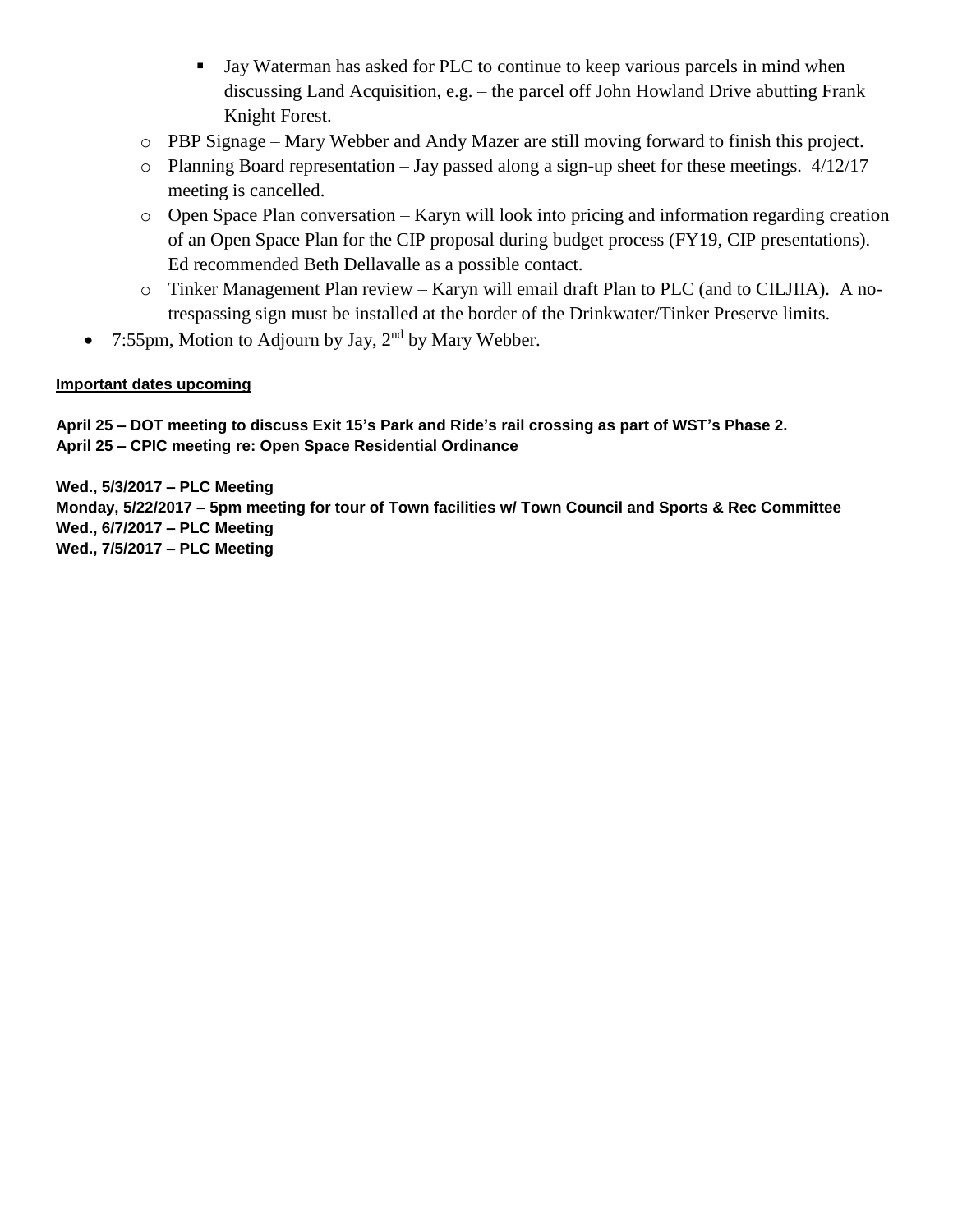- Jay Waterman has asked for PLC to continue to keep various parcels in mind when discussing Land Acquisition, e.g. – the parcel off John Howland Drive abutting Frank Knight Forest.
  - PBP Signage – Mary Webber and Andy Mazer are still moving forward to finish this project.
  - Planning Board representation – Jay passed along a sign-up sheet for these meetings. 4/12/17 meeting is cancelled.
  - Open Space Plan conversation – Karyn will look into pricing and information regarding creation of an Open Space Plan for the CIP proposal during budget process (FY19, CIP presentations). Ed recommended Beth Dellavalle as a possible contact.
  - Tinker Management Plan review – Karyn will email draft Plan to PLC (and to CILJIIA). A no-trespassing sign must be installed at the border of the Drinkwater/Tinker Preserve limits.
- 7:55pm, Motion to Adjourn by Jay, 2nd by Mary Webber.

**Important dates upcoming**

**April 25 – DOT meeting to discuss Exit 15's Park and Ride's rail crossing as part of WST's Phase 2.**
**April 25 – CPIC meeting re: Open Space Residential Ordinance**

**Wed., 5/3/2017 – PLC Meeting**
**Monday, 5/22/2017 – 5pm meeting for tour of Town facilities w/ Town Council and Sports & Rec Committee**
**Wed., 6/7/2017 – PLC Meeting**
**Wed., 7/5/2017 – PLC Meeting**